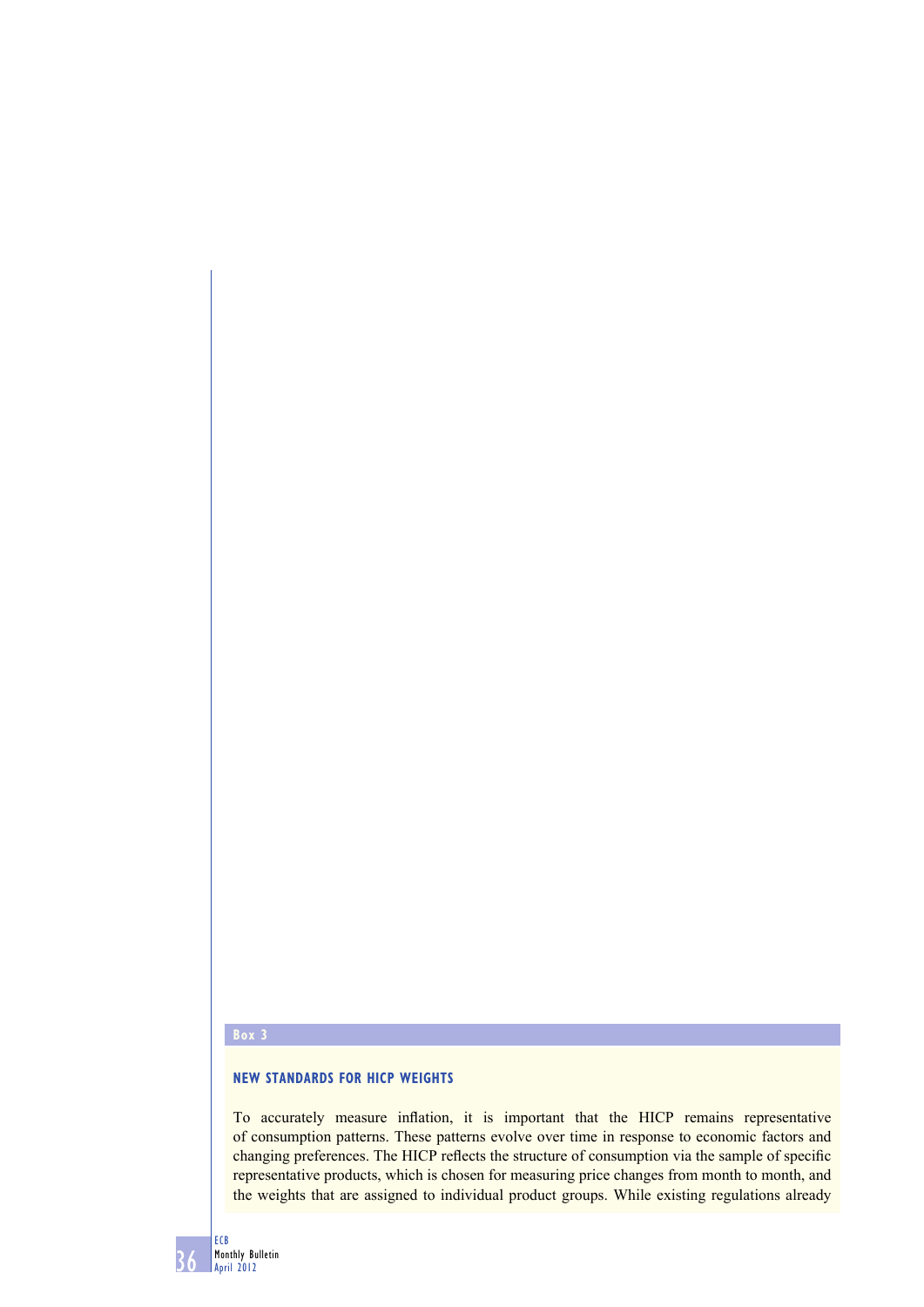Box 3

## NEW STANDARDS FOR HICP WEIGHTS

To accurately measure inflation, it is important that the HICP remains representative of consumption patterns. These patterns evolve over time in response to economic factors and changing preferences. The HICP reflects the structure of consumption via the sample of specific representative products, which is chosen for measuring price changes from month to month, and the weights that are assigned to individual product groups. While existing regulations already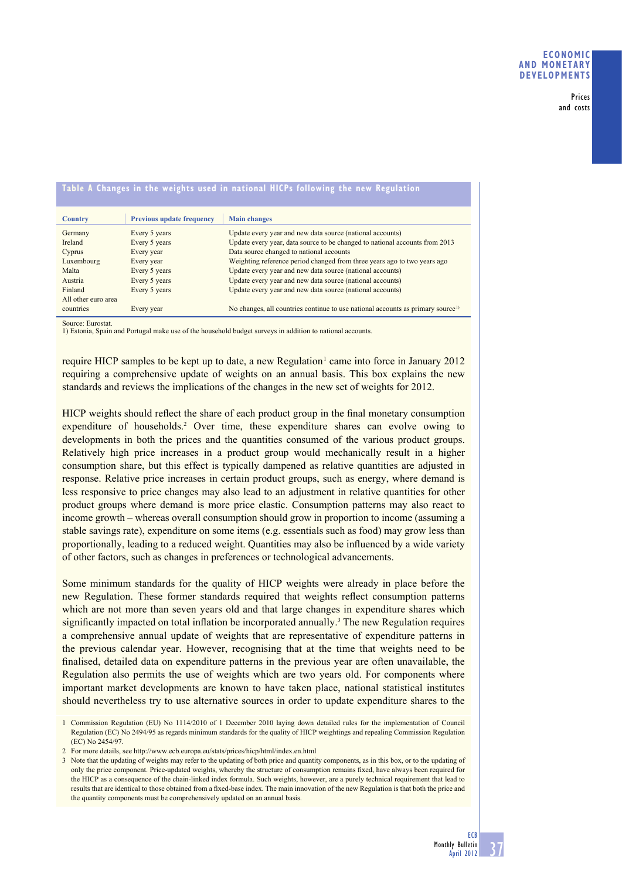**Table A Changes in the weights used in national HICPs following the new Regulation**

| Country | Previous update frequency | Main changes |
|---|---|---|
| Germany | Every 5 years | Update every year and new data source (national accounts) |
| Ireland | Every 5 years | Update every year, data source to be changed to national accounts from 2013 |
| Cyprus | Every year | Data source changed to national accounts |
| Luxembourg | Every year | Weighting reference period changed from three years ago to two years ago |
| Malta | Every 5 years | Update every year and new data source (national accounts) |
| Austria | Every 5 years | Update every year and new data source (national accounts) |
| Finland | Every 5 years | Update every year and new data source (national accounts) |
| All other euro area countries | Every year | No changes, all countries continue to use national accounts as primary source[1)] |

Source: Eurostat.
1) Estonia, Spain and Portugal make use of the household budget surveys in addition to national accounts.

require HICP samples to be kept up to date, a new Regulation[1] came into force in January 2012 requiring a comprehensive update of weights on an annual basis. This box explains the new standards and reviews the implications of the changes in the new set of weights for 2012.

HICP weights should reflect the share of each product group in the final monetary consumption expenditure of households.[2] Over time, these expenditure shares can evolve owing to developments in both the prices and the quantities consumed of the various product groups. Relatively high price increases in a product group would mechanically result in a higher consumption share, but this effect is typically dampened as relative quantities are adjusted in response. Relative price increases in certain product groups, such as energy, where demand is less responsive to price changes may also lead to an adjustment in relative quantities for other product groups where demand is more price elastic. Consumption patterns may also react to income growth – whereas overall consumption should grow in proportion to income (assuming a stable savings rate), expenditure on some items (e.g. essentials such as food) may grow less than proportionally, leading to a reduced weight. Quantities may also be influenced by a wide variety of other factors, such as changes in preferences or technological advancements.

Some minimum standards for the quality of HICP weights were already in place before the new Regulation. These former standards required that weights reflect consumption patterns which are not more than seven years old and that large changes in expenditure shares which significantly impacted on total inflation be incorporated annually.[3] The new Regulation requires a comprehensive annual update of weights that are representative of expenditure patterns in the previous calendar year. However, recognising that at the time that weights need to be finalised, detailed data on expenditure patterns in the previous year are often unavailable, the Regulation also permits the use of weights which are two years old. For components where important market developments are known to have taken place, national statistical institutes should nevertheless try to use alternative sources in order to update expenditure shares to the

1 Commission Regulation (EU) No 1114/2010 of 1 December 2010 laying down detailed rules for the implementation of Council Regulation (EC) No 2494/95 as regards minimum standards for the quality of HICP weightings and repealing Commission Regulation (EC) No 2454/97.

2 For more details, see http://www.ecb.europa.eu/stats/prices/hicp/html/index.en.html

3 Note that the updating of weights may refer to the updating of both price and quantity components, as in this box, or to the updating of only the price component. Price-updated weights, whereby the structure of consumption remains fixed, have always been required for the HICP as a consequence of the chain-linked index formula. Such weights, however, are a purely technical requirement that lead to results that are identical to those obtained from a fixed-base index. The main innovation of the new Regulation is that both the price and the quantity components must be comprehensively updated on an annual basis.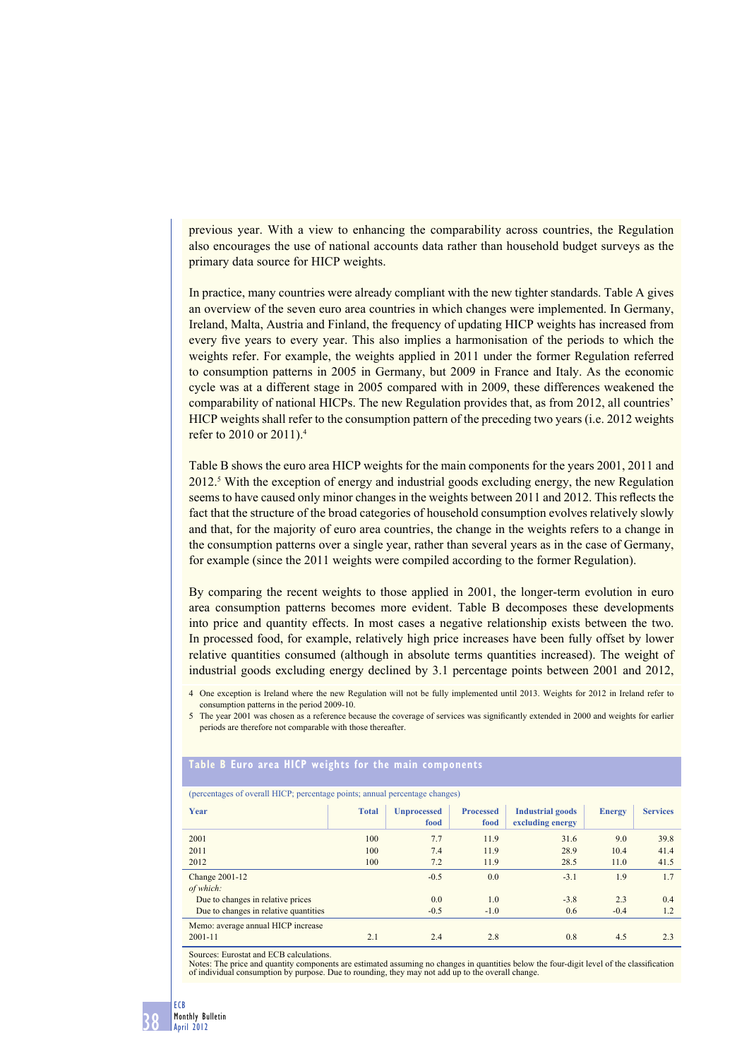previous year. With a view to enhancing the comparability across countries, the Regulation also encourages the use of national accounts data rather than household budget surveys as the primary data source for HICP weights.

In practice, many countries were already compliant with the new tighter standards. Table A gives an overview of the seven euro area countries in which changes were implemented. In Germany, Ireland, Malta, Austria and Finland, the frequency of updating HICP weights has increased from every five years to every year. This also implies a harmonisation of the periods to which the weights refer. For example, the weights applied in 2011 under the former Regulation referred to consumption patterns in 2005 in Germany, but 2009 in France and Italy. As the economic cycle was at a different stage in 2005 compared with in 2009, these differences weakened the comparability of national HICPs. The new Regulation provides that, as from 2012, all countries' HICP weights shall refer to the consumption pattern of the preceding two years (i.e. 2012 weights refer to 2010 or 2011).[4]

Table B shows the euro area HICP weights for the main components for the years 2001, 2011 and 2012.[5] With the exception of energy and industrial goods excluding energy, the new Regulation seems to have caused only minor changes in the weights between 2011 and 2012. This reflects the fact that the structure of the broad categories of household consumption evolves relatively slowly and that, for the majority of euro area countries, the change in the weights refers to a change in the consumption patterns over a single year, rather than several years as in the case of Germany, for example (since the 2011 weights were compiled according to the former Regulation).

By comparing the recent weights to those applied in 2001, the longer-term evolution in euro area consumption patterns becomes more evident. Table B decomposes these developments into price and quantity effects. In most cases a negative relationship exists between the two. In processed food, for example, relatively high price increases have been fully offset by lower relative quantities consumed (although in absolute terms quantities increased). The weight of industrial goods excluding energy declined by 3.1 percentage points between 2001 and 2012,

4 One exception is Ireland where the new Regulation will not be fully implemented until 2013. Weights for 2012 in Ireland refer to consumption patterns in the period 2009-10.

5 The year 2001 was chosen as a reference because the coverage of services was significantly extended in 2000 and weights for earlier periods are therefore not comparable with those thereafter.

**Table B Euro area HICP weights for the main components**

(percentages of overall HICP; percentage points; annual percentage changes)

| Year | Total | Unprocessed food | Processed food | Industrial goods excluding energy | Energy | Services |
|---|---|---|---|---|---|---|
| 2001 | 100 | 7.7 | 11.9 | 31.6 | 9.0 | 39.8 |
| 2011 | 100 | 7.4 | 11.9 | 28.9 | 10.4 | 41.4 |
| 2012 | 100 | 7.2 | 11.9 | 28.5 | 11.0 | 41.5 |
| Change 2001-12 | | -0.5 | 0.0 | -3.1 | 1.9 | 1.7 |
| *of which:* | | | | | | |
| Due to changes in relative prices | | 0.0 | 1.0 | -3.8 | 2.3 | 0.4 |
| Due to changes in relative quantities | | -0.5 | -1.0 | 0.6 | -0.4 | 1.2 |
| Memo: average annual HICP increase 2001-11 | 2.1 | 2.4 | 2.8 | 0.8 | 4.5 | 2.3 |

Sources: Eurostat and ECB calculations.
Notes: The price and quantity components are estimated assuming no changes in quantities below the four-digit level of the classification of individual consumption by purpose. Due to rounding, they may not add up to the overall change.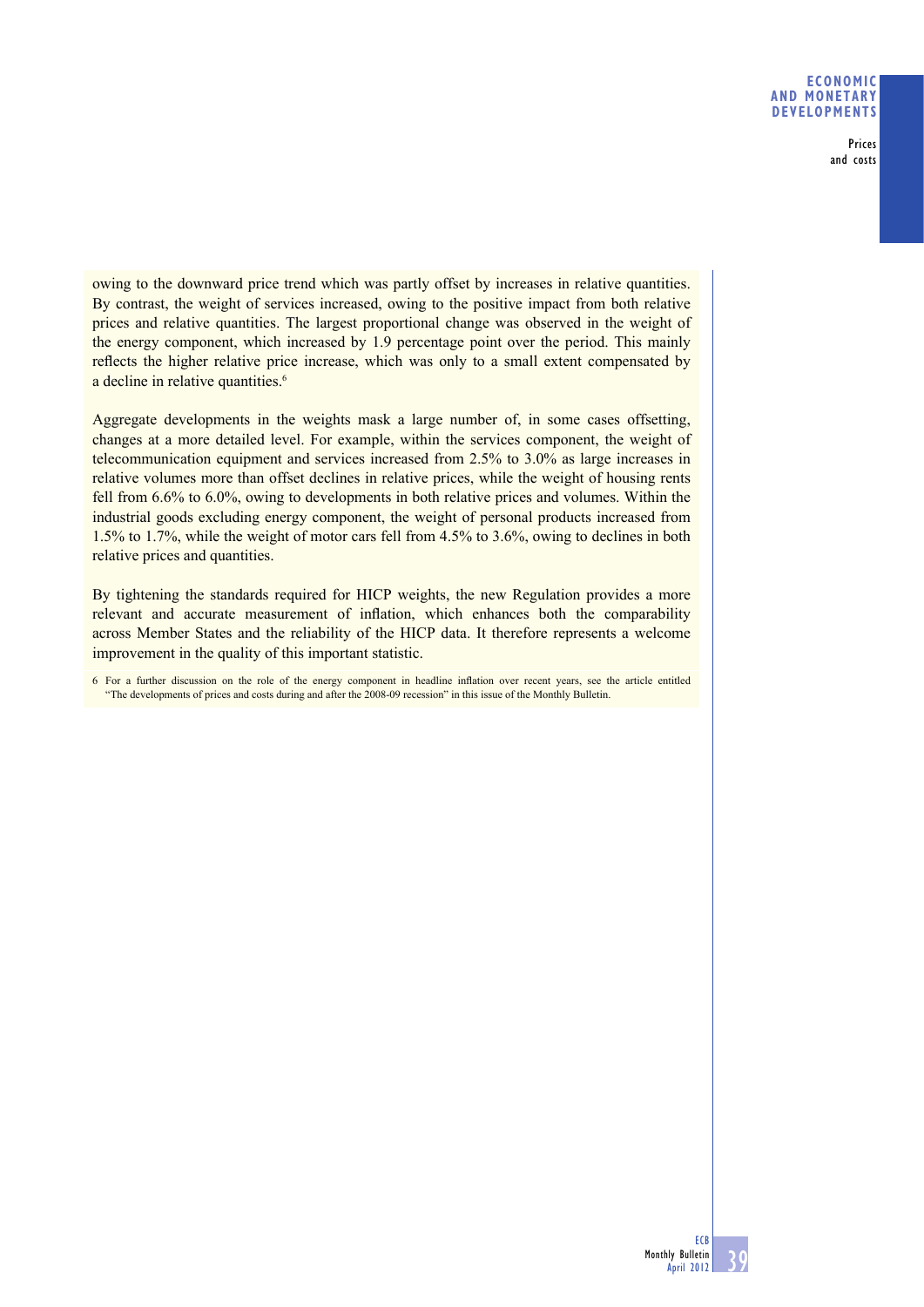owing to the downward price trend which was partly offset by increases in relative quantities. By contrast, the weight of services increased, owing to the positive impact from both relative prices and relative quantities. The largest proportional change was observed in the weight of the energy component, which increased by 1.9 percentage point over the period. This mainly reflects the higher relative price increase, which was only to a small extent compensated by a decline in relative quantities.[6]

Aggregate developments in the weights mask a large number of, in some cases offsetting, changes at a more detailed level. For example, within the services component, the weight of telecommunication equipment and services increased from 2.5% to 3.0% as large increases in relative volumes more than offset declines in relative prices, while the weight of housing rents fell from 6.6% to 6.0%, owing to developments in both relative prices and volumes. Within the industrial goods excluding energy component, the weight of personal products increased from 1.5% to 1.7%, while the weight of motor cars fell from 4.5% to 3.6%, owing to declines in both relative prices and quantities.

By tightening the standards required for HICP weights, the new Regulation provides a more relevant and accurate measurement of inflation, which enhances both the comparability across Member States and the reliability of the HICP data. It therefore represents a welcome improvement in the quality of this important statistic.

6 For a further discussion on the role of the energy component in headline inflation over recent years, see the article entitled "The developments of prices and costs during and after the 2008-09 recession" in this issue of the Monthly Bulletin.